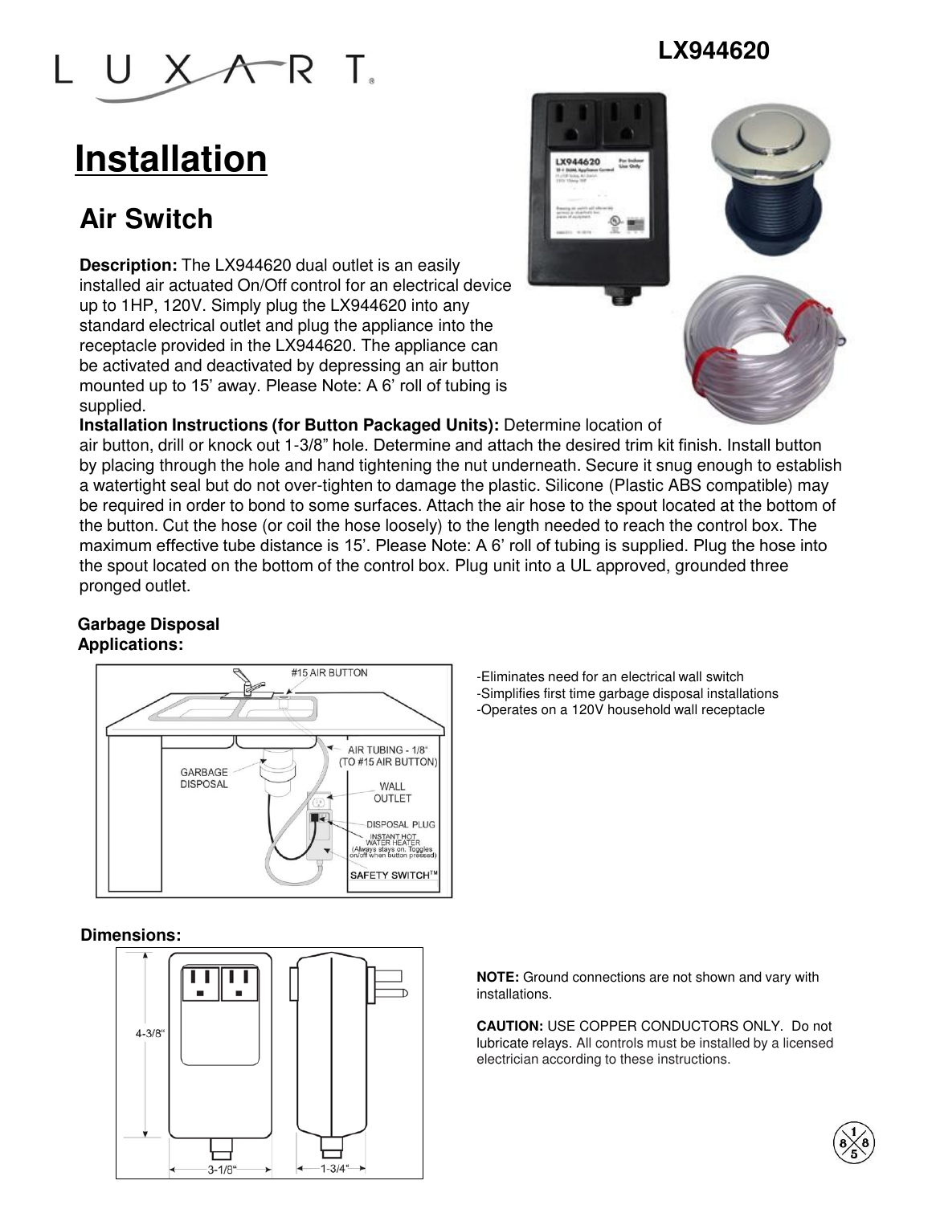LUXART

**LX944620**

# Installation

## Air Switch

**Description:** The LX944620 dual outlet is an easily installed air actuated On/Off control for an electrical device up to 1HP, 120V. Simply plug the LX944620 into any standard electrical outlet and plug the appliance into the receptacle provided in the LX944620. The appliance can be activated and deactivated by depressing an air button mounted up to 15' away. Please Note: A 6' roll of tubing is supplied.

**Installation Instructions (for Button Packaged Units):** Determine location of air button, drill or knock out 1-3/8" hole. Determine and attach the desired trim kit finish. Install button by placing through the hole and hand tightening the nut underneath. Secure it snug enough to establish a watertight seal but do not over-tighten to damage the plastic. Silicone (Plastic ABS compatible) may be required in order to bond to some surfaces. Attach the air hose to the spout located at the bottom of the button. Cut the hose (or coil the hose loosely) to the length needed to reach the control box. The maximum effective tube distance is 15'. Please Note: A 6' roll of tubing is supplied. Plug the hose into the spout located on the bottom of the control box. Plug unit into a UL approved, grounded three pronged outlet.

**Garbage Disposal Applications:**

- Eliminates need for an electrical wall switch
- Simplifies first time garbage disposal installations
- Operates on a 120V household wall receptacle

**Dimensions:**

**NOTE:** Ground connections are not shown and vary with installations.

**CAUTION:** USE COPPER CONDUCTORS ONLY. Do not lubricate relays. All controls must be installed by a licensed electrician according to these instructions.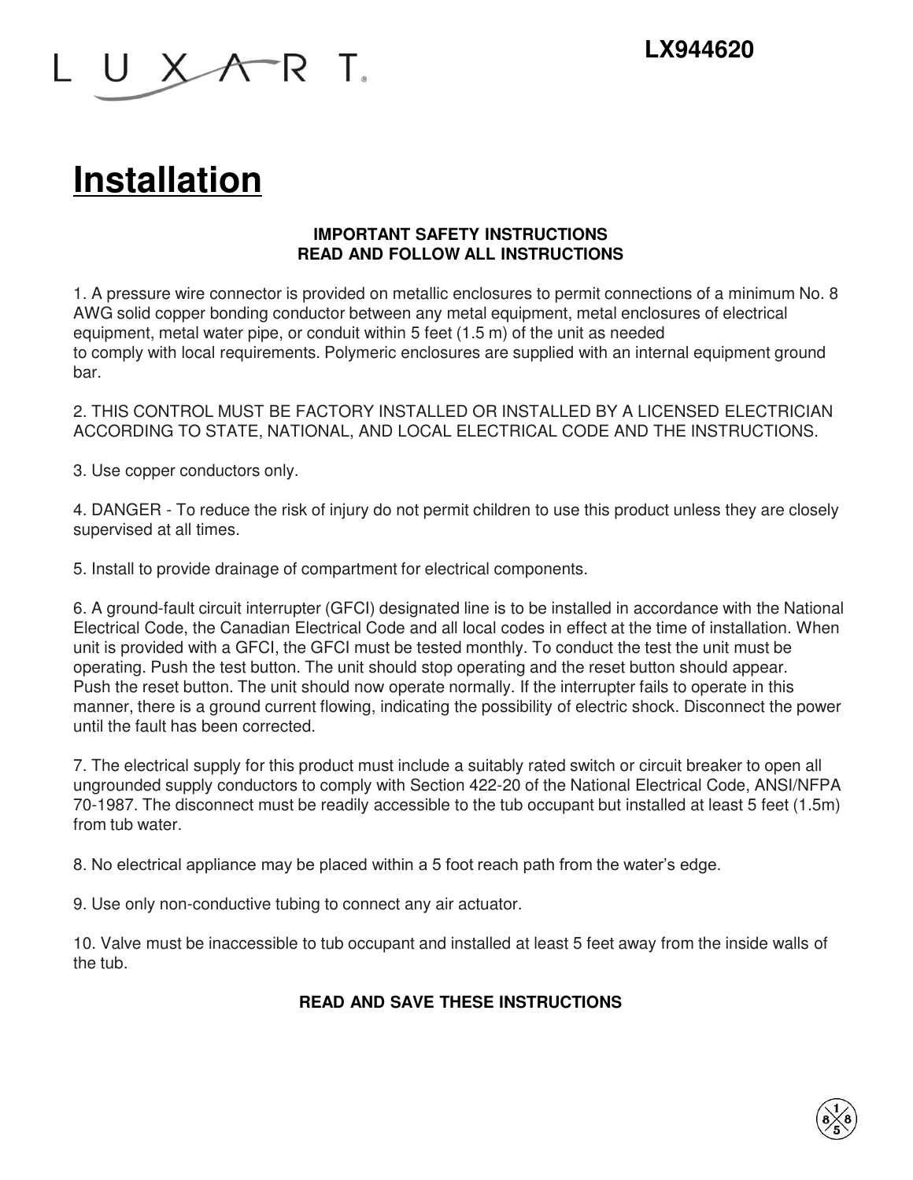LX944620

# Installation

**IMPORTANT SAFETY INSTRUCTIONS**
**READ AND FOLLOW ALL INSTRUCTIONS**

1. A pressure wire connector is provided on metallic enclosures to permit connections of a minimum No. 8 AWG solid copper bonding conductor between any metal equipment, metal enclosures of electrical equipment, metal water pipe, or conduit within 5 feet (1.5 m) of the unit as needed to comply with local requirements. Polymeric enclosures are supplied with an internal equipment ground bar.

2. THIS CONTROL MUST BE FACTORY INSTALLED OR INSTALLED BY A LICENSED ELECTRICIAN ACCORDING TO STATE, NATIONAL, AND LOCAL ELECTRICAL CODE AND THE INSTRUCTIONS.

3. Use copper conductors only.

4. DANGER - To reduce the risk of injury do not permit children to use this product unless they are closely supervised at all times.

5. Install to provide drainage of compartment for electrical components.

6. A ground-fault circuit interrupter (GFCI) designated line is to be installed in accordance with the National Electrical Code, the Canadian Electrical Code and all local codes in effect at the time of installation. When unit is provided with a GFCI, the GFCI must be tested monthly. To conduct the test the unit must be operating. Push the test button. The unit should stop operating and the reset button should appear. Push the reset button. The unit should now operate normally. If the interrupter fails to operate in this manner, there is a ground current flowing, indicating the possibility of electric shock. Disconnect the power until the fault has been corrected.

7. The electrical supply for this product must include a suitably rated switch or circuit breaker to open all ungrounded supply conductors to comply with Section 422-20 of the National Electrical Code, ANSI/NFPA 70-1987. The disconnect must be readily accessible to the tub occupant but installed at least 5 feet (1.5m) from tub water.

8. No electrical appliance may be placed within a 5 foot reach path from the water's edge.

9. Use only non-conductive tubing to connect any air actuator.

10. Valve must be inaccessible to tub occupant and installed at least 5 feet away from the inside walls of the tub.

**READ AND SAVE THESE INSTRUCTIONS**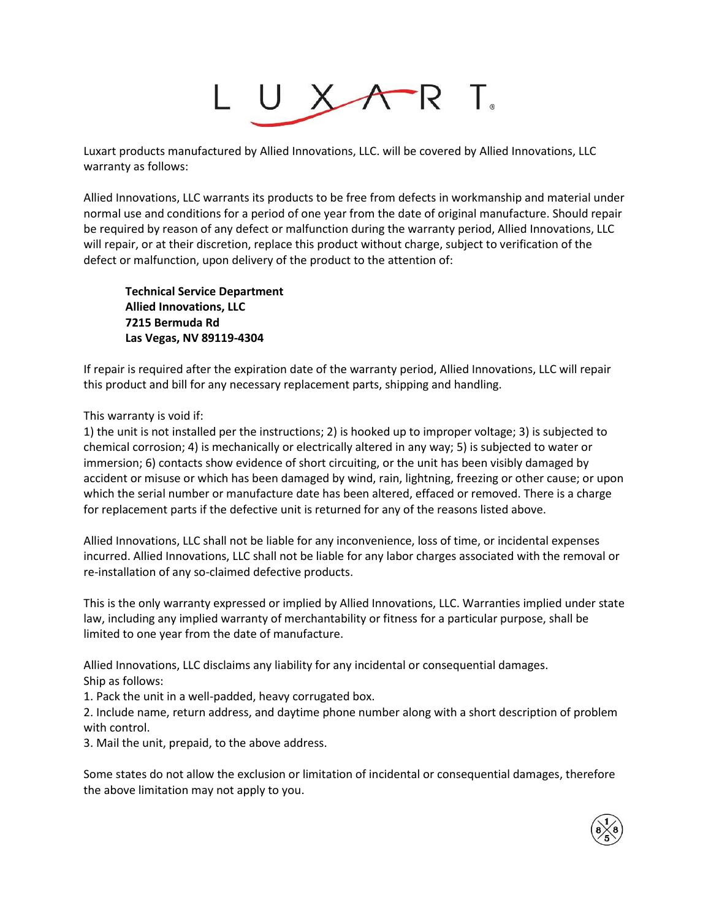# LUXART®

Luxart products manufactured by Allied Innovations, LLC. will be covered by Allied Innovations, LLC warranty as follows:

Allied Innovations, LLC warrants its products to be free from defects in workmanship and material under normal use and conditions for a period of one year from the date of original manufacture. Should repair be required by reason of any defect or malfunction during the warranty period, Allied Innovations, LLC will repair, or at their discretion, replace this product without charge, subject to verification of the defect or malfunction, upon delivery of the product to the attention of:

**Technical Service Department**
**Allied Innovations, LLC**
**7215 Bermuda Rd**
**Las Vegas, NV 89119-4304**

If repair is required after the expiration date of the warranty period, Allied Innovations, LLC will repair this product and bill for any necessary replacement parts, shipping and handling.

This warranty is void if:
1) the unit is not installed per the instructions; 2) is hooked up to improper voltage; 3) is subjected to chemical corrosion; 4) is mechanically or electrically altered in any way; 5) is subjected to water or immersion; 6) contacts show evidence of short circuiting, or the unit has been visibly damaged by accident or misuse or which has been damaged by wind, rain, lightning, freezing or other cause; or upon which the serial number or manufacture date has been altered, effaced or removed. There is a charge for replacement parts if the defective unit is returned for any of the reasons listed above.

Allied Innovations, LLC shall not be liable for any inconvenience, loss of time, or incidental expenses incurred. Allied Innovations, LLC shall not be liable for any labor charges associated with the removal or re-installation of any so-claimed defective products.

This is the only warranty expressed or implied by Allied Innovations, LLC. Warranties implied under state law, including any implied warranty of merchantability or fitness for a particular purpose, shall be limited to one year from the date of manufacture.

Allied Innovations, LLC disclaims any liability for any incidental or consequential damages.
Ship as follows:
1. Pack the unit in a well-padded, heavy corrugated box.
2. Include name, return address, and daytime phone number along with a short description of problem with control.
3. Mail the unit, prepaid, to the above address.

Some states do not allow the exclusion or limitation of incidental or consequential damages, therefore the above limitation may not apply to you.